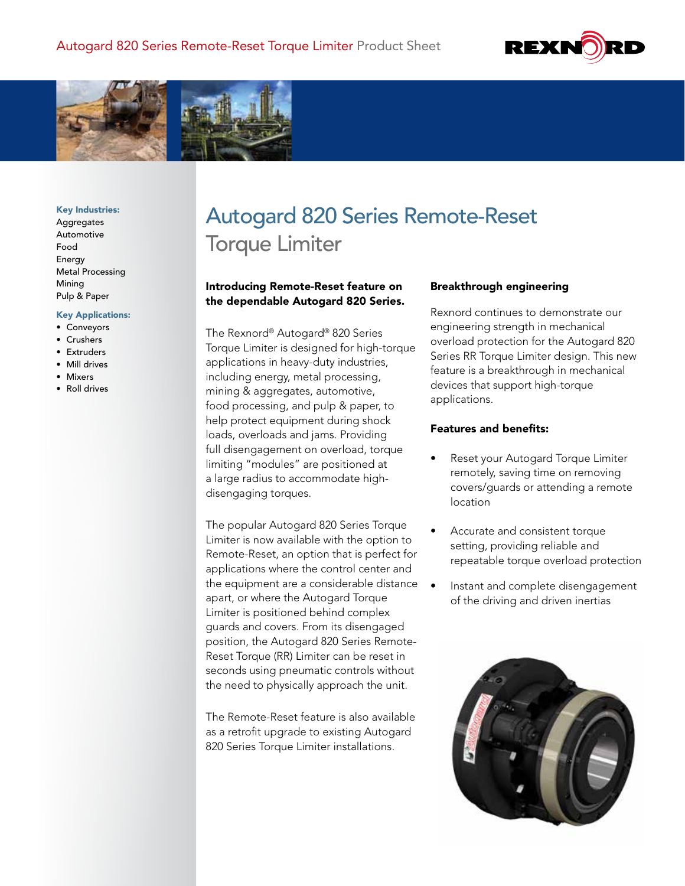Autogard 820 Series Remote-Reset Torque Limiter Product Sheet

**Key Industries:**
Aggregates
Automotive
Food
Energy
Metal Processing
Mining
Pulp & Paper

**Key Applications:**
- Conveyors
- Crushers
- Extruders
- Mill drives
- Mixers
- Roll drives

# Autogard 820 Series Remote-Reset Torque Limiter

**Introducing Remote-Reset feature on the dependable Autogard 820 Series.**

The Rexnord® Autogard® 820 Series Torque Limiter is designed for high-torque applications in heavy-duty industries, including energy, metal processing, mining & aggregates, automotive, food processing, and pulp & paper, to help protect equipment during shock loads, overloads and jams. Providing full disengagement on overload, torque limiting "modules" are positioned at a large radius to accommodate high-disengaging torques.

The popular Autogard 820 Series Torque Limiter is now available with the option to Remote-Reset, an option that is perfect for applications where the control center and the equipment are a considerable distance apart, or where the Autogard Torque Limiter is positioned behind complex guards and covers. From its disengaged position, the Autogard 820 Series Remote-Reset Torque (RR) Limiter can be reset in seconds using pneumatic controls without the need to physically approach the unit.

The Remote-Reset feature is also available as a retrofit upgrade to existing Autogard 820 Series Torque Limiter installations.

**Breakthrough engineering**

Rexnord continues to demonstrate our engineering strength in mechanical overload protection for the Autogard 820 Series RR Torque Limiter design. This new feature is a breakthrough in mechanical devices that support high-torque applications.

**Features and benefits:**

- Reset your Autogard Torque Limiter remotely, saving time on removing covers/guards or attending a remote location
- Accurate and consistent torque setting, providing reliable and repeatable torque overload protection
- Instant and complete disengagement of the driving and driven inertias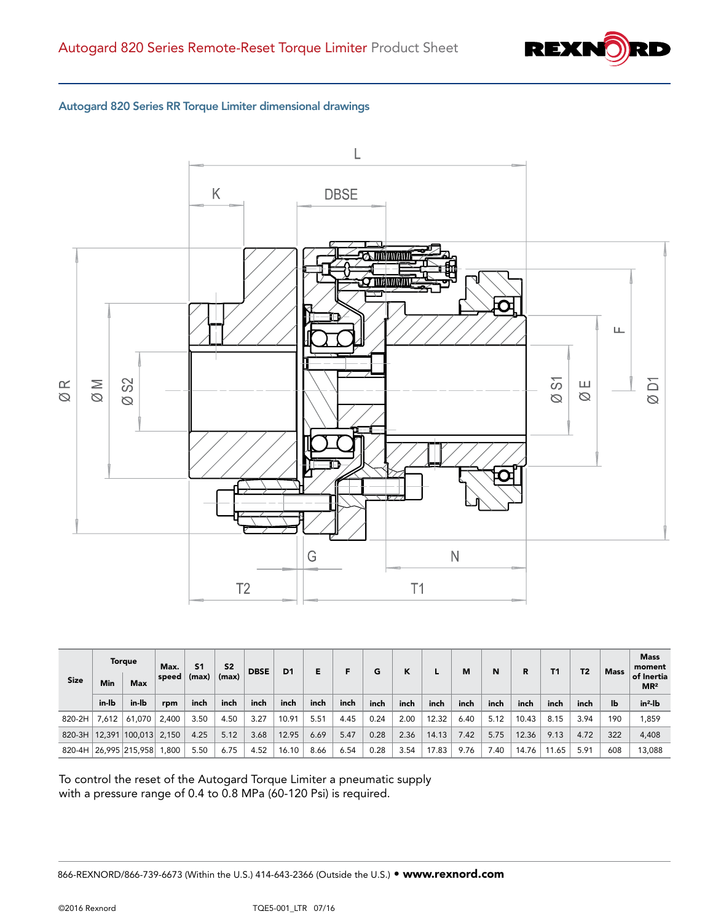## Autogard 820 Series RR Torque Limiter dimensional drawings

L
K
DBSE
Ø R
Ø M
Ø S2
Ø S1
Ø E
F
Ø D1
G
N
T2
T1

| Size | Torque | | Max. speed | S1 (max) | S2 (max) | DBSE | D1 | E | F | G | K | L | M | N | R | T1 | T2 | Mass | Mass moment of Inertia $MR^2$ |
|---|---|---|---|---|---|---|---|---|---|---|---|---|---|---|---|---|---|---|---|
| | Min | Max | | | | | | | | | | | | | | | | | |
| | in-lb | in-lb | rpm | inch | inch | inch | inch | inch | inch | inch | inch | inch | inch | inch | inch | inch | inch | lb | $in^2$-lb |
| 820-2H | 7,612 | 61,070 | 2,400 | 3.50 | 4.50 | 3.27 | 10.91 | 5.51 | 4.45 | 0.24 | 2.00 | 12.32 | 6.40 | 5.12 | 10.43 | 8.15 | 3.94 | 190 | 1,859 |
| 820-3H | 12,391 | 100,013 | 2,150 | 4.25 | 5.12 | 3.68 | 12.95 | 6.69 | 5.47 | 0.28 | 2.36 | 14.13 | 7.42 | 5.75 | 12.36 | 9.13 | 4.72 | 322 | 4,408 |
| 820-4H | 26,995 | 215,958 | 1,800 | 5.50 | 6.75 | 4.52 | 16.10 | 8.66 | 6.54 | 0.28 | 3.54 | 17.83 | 9.76 | 7.40 | 14.76 | 11.65 | 5.91 | 608 | 13,088 |

To control the reset of the Autogard Torque Limiter a pneumatic supply with a pressure range of 0.4 to 0.8 MPa (60-120 Psi) is required.

866-REXNORD/866-739-6673 (Within the U.S.) 414-643-2366 (Outside the U.S.) • **www.rexnord.com**

©2016 Rexnord TQE5-001_LTR 07/16